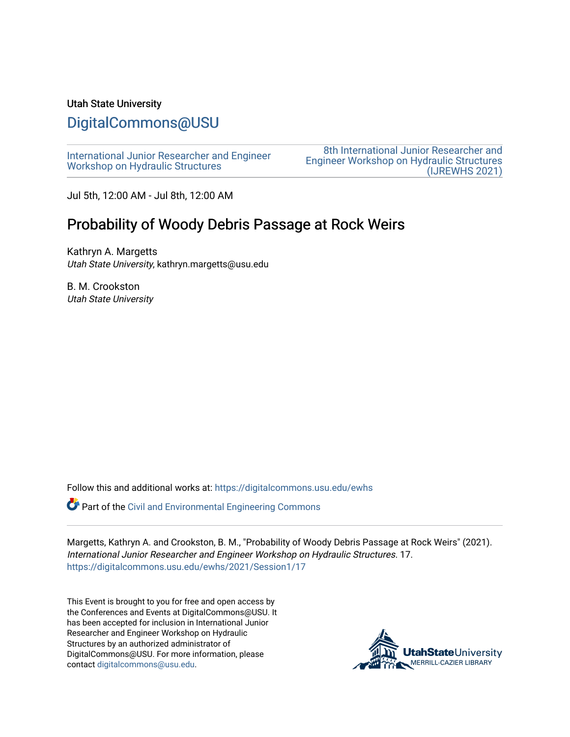Utah State University

DigitalCommons@USU

International Junior Researcher and Engineer Workshop on Hydraulic Structures

8th International Junior Researcher and Engineer Workshop on Hydraulic Structures (IJREWHS 2021)

Jul 5th, 12:00 AM - Jul 8th, 12:00 AM

# Probability of Woody Debris Passage at Rock Weirs

Kathryn A. Margetts
*Utah State University*, kathryn.margetts@usu.edu

B. M. Crookston
*Utah State University*

Follow this and additional works at: https://digitalcommons.usu.edu/ewhs

Part of the Civil and Environmental Engineering Commons

Margetts, Kathryn A. and Crookston, B. M., "Probability of Woody Debris Passage at Rock Weirs" (2021). *International Junior Researcher and Engineer Workshop on Hydraulic Structures*. 17.
https://digitalcommons.usu.edu/ewhs/2021/Session1/17

This Event is brought to you for free and open access by the Conferences and Events at DigitalCommons@USU. It has been accepted for inclusion in International Junior Researcher and Engineer Workshop on Hydraulic Structures by an authorized administrator of DigitalCommons@USU. For more information, please contact digitalcommons@usu.edu.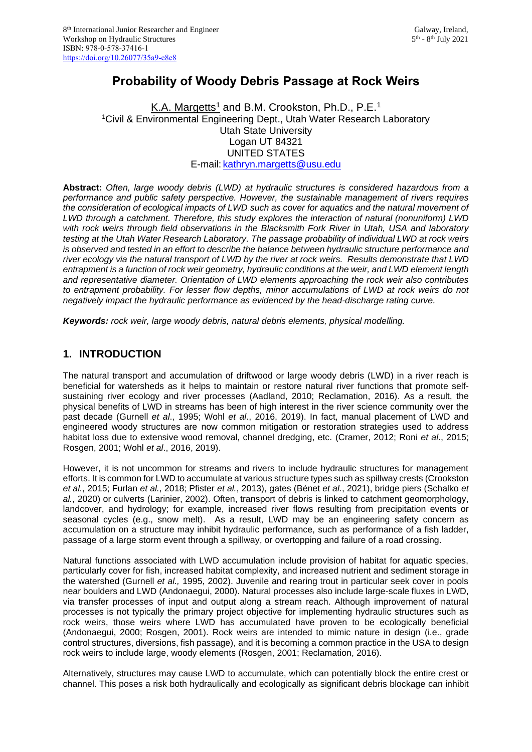# Probability of Woody Debris Passage at Rock Weirs

K.A. Margetts[1] and B.M. Crookston, Ph.D., P.E.[1]
[1]Civil & Environmental Engineering Dept., Utah Water Research Laboratory
Utah State University
Logan UT 84321
UNITED STATES
E-mail: kathryn.margetts@usu.edu

**Abstract:** *Often, large woody debris (LWD) at hydraulic structures is considered hazardous from a performance and public safety perspective. However, the sustainable management of rivers requires the consideration of ecological impacts of LWD such as cover for aquatics and the natural movement of LWD through a catchment. Therefore, this study explores the interaction of natural (nonuniform) LWD with rock weirs through field observations in the Blacksmith Fork River in Utah, USA and laboratory testing at the Utah Water Research Laboratory. The passage probability of individual LWD at rock weirs is observed and tested in an effort to describe the balance between hydraulic structure performance and river ecology via the natural transport of LWD by the river at rock weirs. Results demonstrate that LWD entrapment is a function of rock weir geometry, hydraulic conditions at the weir, and LWD element length and representative diameter. Orientation of LWD elements approaching the rock weir also contributes to entrapment probability. For lesser flow depths, minor accumulations of LWD at rock weirs do not negatively impact the hydraulic performance as evidenced by the head-discharge rating curve.*

***Keywords:** rock weir, large woody debris, natural debris elements, physical modelling.*

## 1. INTRODUCTION

The natural transport and accumulation of driftwood or large woody debris (LWD) in a river reach is beneficial for watersheds as it helps to maintain or restore natural river functions that promote self-sustaining river ecology and river processes (Aadland, 2010; Reclamation, 2016). As a result, the physical benefits of LWD in streams has been of high interest in the river science community over the past decade (Gurnell *et al*., 1995; Wohl *et al*., 2016, 2019). In fact, manual placement of LWD and engineered woody structures are now common mitigation or restoration strategies used to address habitat loss due to extensive wood removal, channel dredging, etc. (Cramer, 2012; Roni *et al*., 2015; Rosgen, 2001; Wohl *et al*., 2016, 2019).

However, it is not uncommon for streams and rivers to include hydraulic structures for management efforts. It is common for LWD to accumulate at various structure types such as spillway crests (Crookston *et al.*, 2015; Furlan *et al.*, 2018; Pfister *et al.*, 2013), gates (Bénet *et al.*, 2021), bridge piers (Schalko *et al.*, 2020) or culverts (Larinier, 2002). Often, transport of debris is linked to catchment geomorphology, landcover, and hydrology; for example, increased river flows resulting from precipitation events or seasonal cycles (e.g., snow melt). As a result, LWD may be an engineering safety concern as accumulation on a structure may inhibit hydraulic performance, such as performance of a fish ladder, passage of a large storm event through a spillway, or overtopping and failure of a road crossing.

Natural functions associated with LWD accumulation include provision of habitat for aquatic species, particularly cover for fish, increased habitat complexity, and increased nutrient and sediment storage in the watershed (Gurnell *et al.,* 1995, 2002). Juvenile and rearing trout in particular seek cover in pools near boulders and LWD (Andonaegui, 2000). Natural processes also include large-scale fluxes in LWD, via transfer processes of input and output along a stream reach. Although improvement of natural processes is not typically the primary project objective for implementing hydraulic structures such as rock weirs, those weirs where LWD has accumulated have proven to be ecologically beneficial (Andonaegui, 2000; Rosgen, 2001). Rock weirs are intended to mimic nature in design (i.e., grade control structures, diversions, fish passage), and it is becoming a common practice in the USA to design rock weirs to include large, woody elements (Rosgen, 2001; Reclamation, 2016).

Alternatively, structures may cause LWD to accumulate, which can potentially block the entire crest or channel. This poses a risk both hydraulically and ecologically as significant debris blockage can inhibit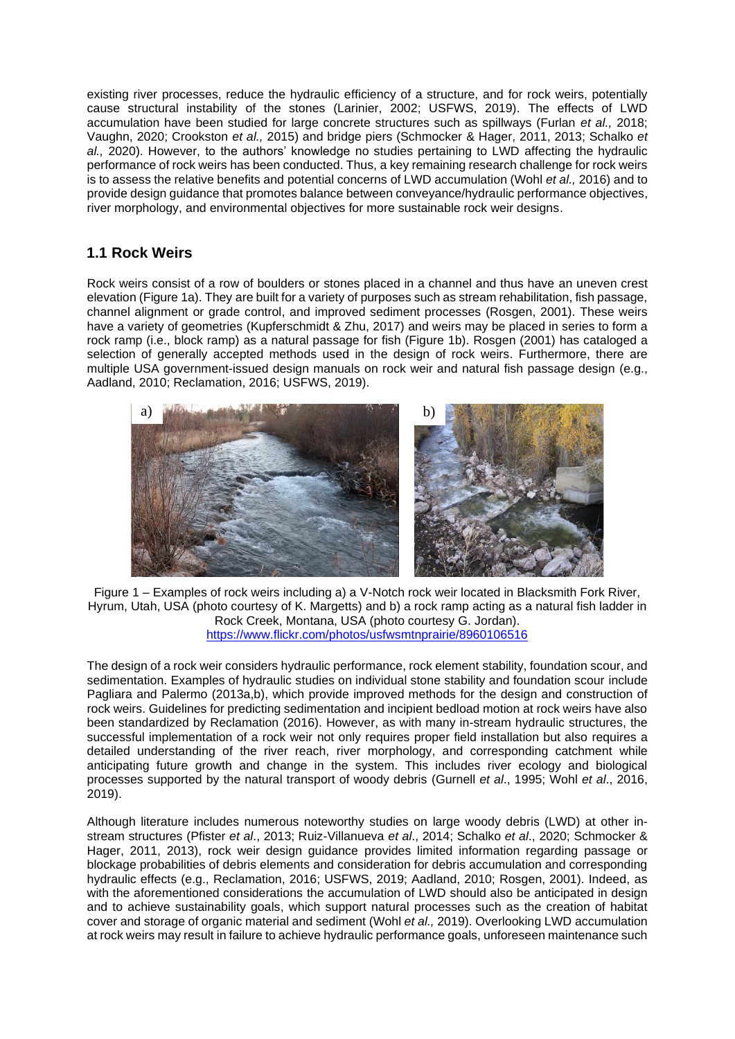existing river processes, reduce the hydraulic efficiency of a structure, and for rock weirs, potentially cause structural instability of the stones (Larinier, 2002; USFWS, 2019). The effects of LWD accumulation have been studied for large concrete structures such as spillways (Furlan *et al.,* 2018; Vaughn, 2020; Crookston *et al.,* 2015) and bridge piers (Schmocker & Hager, 2011, 2013; Schalko *et al.,* 2020). However, to the authors' knowledge no studies pertaining to LWD affecting the hydraulic performance of rock weirs has been conducted. Thus, a key remaining research challenge for rock weirs is to assess the relative benefits and potential concerns of LWD accumulation (Wohl *et al.,* 2016) and to provide design guidance that promotes balance between conveyance/hydraulic performance objectives, river morphology, and environmental objectives for more sustainable rock weir designs.

## 1.1 Rock Weirs

Rock weirs consist of a row of boulders or stones placed in a channel and thus have an uneven crest elevation (Figure 1a). They are built for a variety of purposes such as stream rehabilitation, fish passage, channel alignment or grade control, and improved sediment processes (Rosgen, 2001). These weirs have a variety of geometries (Kupferschmidt & Zhu, 2017) and weirs may be placed in series to form a rock ramp (i.e., block ramp) as a natural passage for fish (Figure 1b). Rosgen (2001) has cataloged a selection of generally accepted methods used in the design of rock weirs. Furthermore, there are multiple USA government-issued design manuals on rock weir and natural fish passage design (e.g., Aadland, 2010; Reclamation, 2016; USFWS, 2019).

Figure 1 – Examples of rock weirs including a) a V-Notch rock weir located in Blacksmith Fork River, Hyrum, Utah, USA (photo courtesy of K. Margetts) and b) a rock ramp acting as a natural fish ladder in Rock Creek, Montana, USA (photo courtesy G. Jordan). https://www.flickr.com/photos/usfwsmtnprairie/8960106516

The design of a rock weir considers hydraulic performance, rock element stability, foundation scour, and sedimentation. Examples of hydraulic studies on individual stone stability and foundation scour include Pagliara and Palermo (2013a,b), which provide improved methods for the design and construction of rock weirs. Guidelines for predicting sedimentation and incipient bedload motion at rock weirs have also been standardized by Reclamation (2016). However, as with many in-stream hydraulic structures, the successful implementation of a rock weir not only requires proper field installation but also requires a detailed understanding of the river reach, river morphology, and corresponding catchment while anticipating future growth and change in the system. This includes river ecology and biological processes supported by the natural transport of woody debris (Gurnell *et al*., 1995; Wohl *et al*., 2016, 2019).

Although literature includes numerous noteworthy studies on large woody debris (LWD) at other in-stream structures (Pfister *et al*., 2013; Ruiz-Villanueva *et al*., 2014; Schalko *et al*., 2020; Schmocker & Hager, 2011, 2013), rock weir design guidance provides limited information regarding passage or blockage probabilities of debris elements and consideration for debris accumulation and corresponding hydraulic effects (e.g., Reclamation, 2016; USFWS, 2019; Aadland, 2010; Rosgen, 2001). Indeed, as with the aforementioned considerations the accumulation of LWD should also be anticipated in design and to achieve sustainability goals, which support natural processes such as the creation of habitat cover and storage of organic material and sediment (Wohl *et al.,* 2019). Overlooking LWD accumulation at rock weirs may result in failure to achieve hydraulic performance goals, unforeseen maintenance such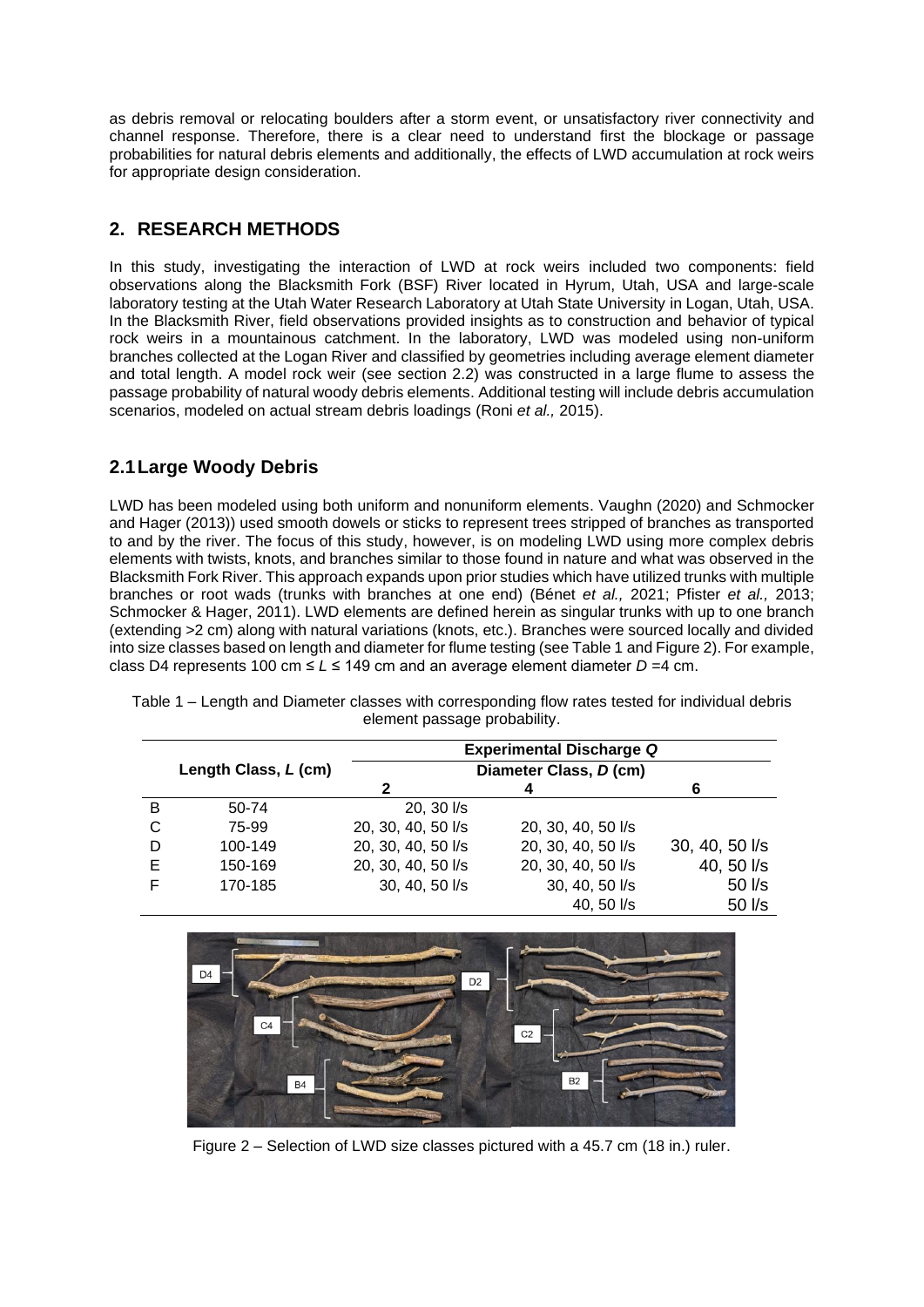as debris removal or relocating boulders after a storm event, or unsatisfactory river connectivity and channel response. Therefore, there is a clear need to understand first the blockage or passage probabilities for natural debris elements and additionally, the effects of LWD accumulation at rock weirs for appropriate design consideration.

## 2. RESEARCH METHODS

In this study, investigating the interaction of LWD at rock weirs included two components: field observations along the Blacksmith Fork (BSF) River located in Hyrum, Utah, USA and large-scale laboratory testing at the Utah Water Research Laboratory at Utah State University in Logan, Utah, USA. In the Blacksmith River, field observations provided insights as to construction and behavior of typical rock weirs in a mountainous catchment. In the laboratory, LWD was modeled using non-uniform branches collected at the Logan River and classified by geometries including average element diameter and total length. A model rock weir (see section 2.2) was constructed in a large flume to assess the passage probability of natural woody debris elements. Additional testing will include debris accumulation scenarios, modeled on actual stream debris loadings (Roni *et al.,* 2015).

## 2.1 Large Woody Debris

LWD has been modeled using both uniform and nonuniform elements. Vaughn (2020) and Schmocker and Hager (2013)) used smooth dowels or sticks to represent trees stripped of branches as transported to and by the river. The focus of this study, however, is on modeling LWD using more complex debris elements with twists, knots, and branches similar to those found in nature and what was observed in the Blacksmith Fork River. This approach expands upon prior studies which have utilized trunks with multiple branches or root wads (trunks with branches at one end) (Bénet *et al.,* 2021; Pfister *et al.,* 2013; Schmocker & Hager, 2011). LWD elements are defined herein as singular trunks with up to one branch (extending >2 cm) along with natural variations (knots, etc.). Branches were sourced locally and divided into size classes based on length and diameter for flume testing (see Table 1 and Figure 2). For example, class D4 represents 100 cm ≤ $L$ ≤ 149 cm and an average element diameter $D$ =4 cm.

Table 1 – Length and Diameter classes with corresponding flow rates tested for individual debris element passage probability.

| Length Class, *L* (cm) | | Experimental Discharge *Q* | | |
|---|---|---|---|---|
| | | Diameter Class, *D* (cm) | | |
| | | **2** | **4** | **6** |
| B | 50-74 | 20, 30 l/s | | |
| C | 75-99 | 20, 30, 40, 50 l/s | 20, 30, 40, 50 l/s | |
| D | 100-149 | 20, 30, 40, 50 l/s | 20, 30, 40, 50 l/s | 30, 40, 50 l/s |
| E | 150-169 | 20, 30, 40, 50 l/s | 20, 30, 40, 50 l/s | 40, 50 l/s |
| F | 170-185 | 30, 40, 50 l/s | 30, 40, 50 l/s | 50 l/s |
| | | | 40, 50 l/s | 50 l/s |

Figure 2 – Selection of LWD size classes pictured with a 45.7 cm (18 in.) ruler.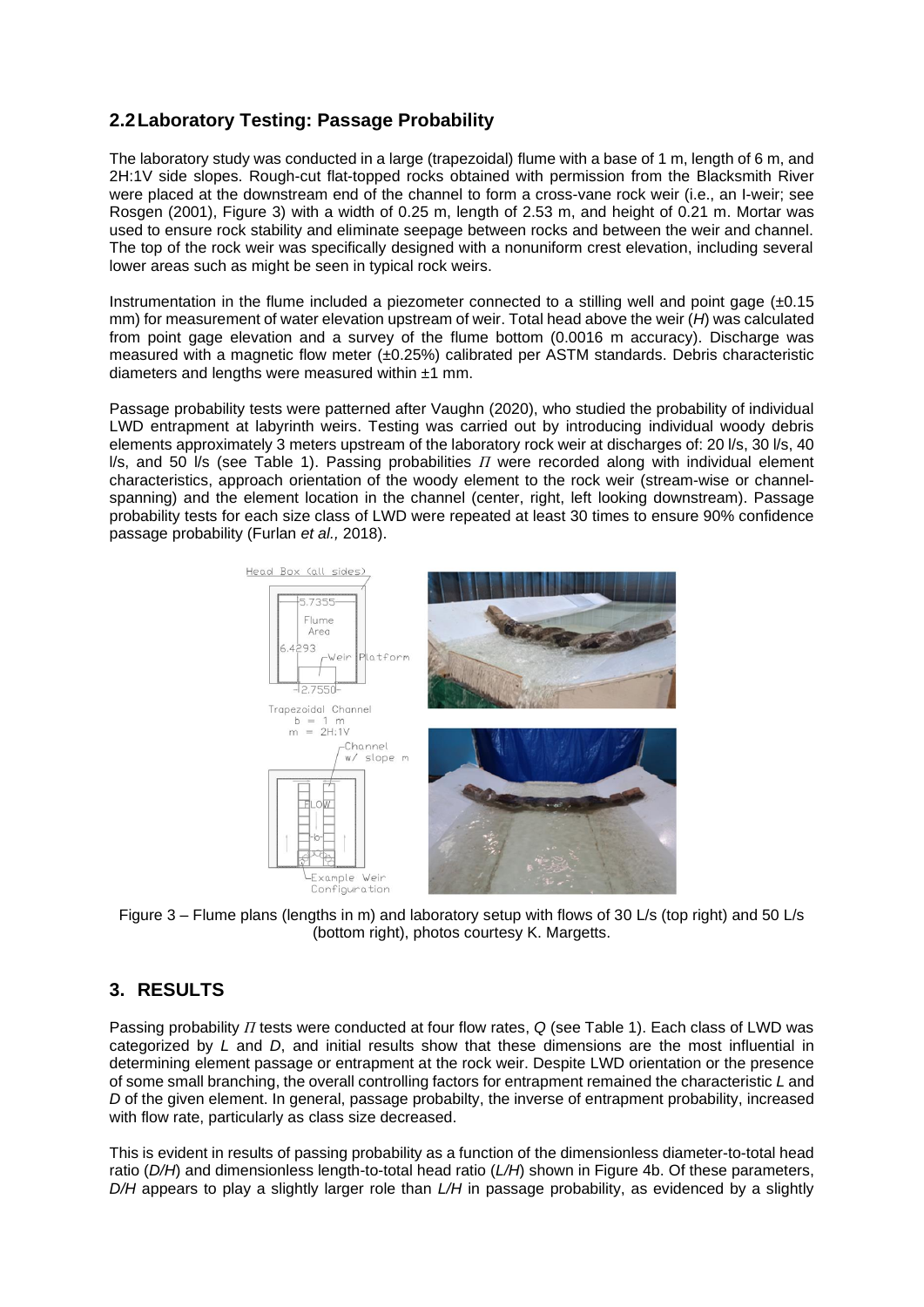## 2.2 Laboratory Testing: Passage Probability

The laboratory study was conducted in a large (trapezoidal) flume with a base of 1 m, length of 6 m, and 2H:1V side slopes. Rough-cut flat-topped rocks obtained with permission from the Blacksmith River were placed at the downstream end of the channel to form a cross-vane rock weir (i.e., an I-weir; see Rosgen (2001), Figure 3) with a width of 0.25 m, length of 2.53 m, and height of 0.21 m. Mortar was used to ensure rock stability and eliminate seepage between rocks and between the weir and channel. The top of the rock weir was specifically designed with a nonuniform crest elevation, including several lower areas such as might be seen in typical rock weirs.

Instrumentation in the flume included a piezometer connected to a stilling well and point gage (±0.15 mm) for measurement of water elevation upstream of weir. Total head above the weir ($H$) was calculated from point gage elevation and a survey of the flume bottom (0.0016 m accuracy). Discharge was measured with a magnetic flow meter (±0.25%) calibrated per ASTM standards. Debris characteristic diameters and lengths were measured within ±1 mm.

Passage probability tests were patterned after Vaughn (2020), who studied the probability of individual LWD entrapment at labyrinth weirs. Testing was carried out by introducing individual woody debris elements approximately 3 meters upstream of the laboratory rock weir at discharges of: 20 l/s, 30 l/s, 40 l/s, and 50 l/s (see Table 1). Passing probabilities $\Pi$ were recorded along with individual element characteristics, approach orientation of the woody element to the rock weir (stream-wise or channel-spanning) and the element location in the channel (center, right, left looking downstream). Passage probability tests for each size class of LWD were repeated at least 30 times to ensure 90% confidence passage probability (Furlan *et al.,* 2018).

Figure 3 – Flume plans (lengths in m) and laboratory setup with flows of 30 L/s (top right) and 50 L/s (bottom right), photos courtesy K. Margetts.

# 3. RESULTS

Passing probability $\Pi$ tests were conducted at four flow rates, $Q$ (see Table 1). Each class of LWD was categorized by $L$ and $D$, and initial results show that these dimensions are the most influential in determining element passage or entrapment at the rock weir. Despite LWD orientation or the presence of some small branching, the overall controlling factors for entrapment remained the characteristic $L$ and $D$ of the given element. In general, passage probabilty, the inverse of entrapment probability, increased with flow rate, particularly as class size decreased.

This is evident in results of passing probability as a function of the dimensionless diameter-to-total head ratio ($D/H$) and dimensionless length-to-total head ratio ($L/H$) shown in Figure 4b. Of these parameters, $D/H$ appears to play a slightly larger role than $L/H$ in passage probability, as evidenced by a slightly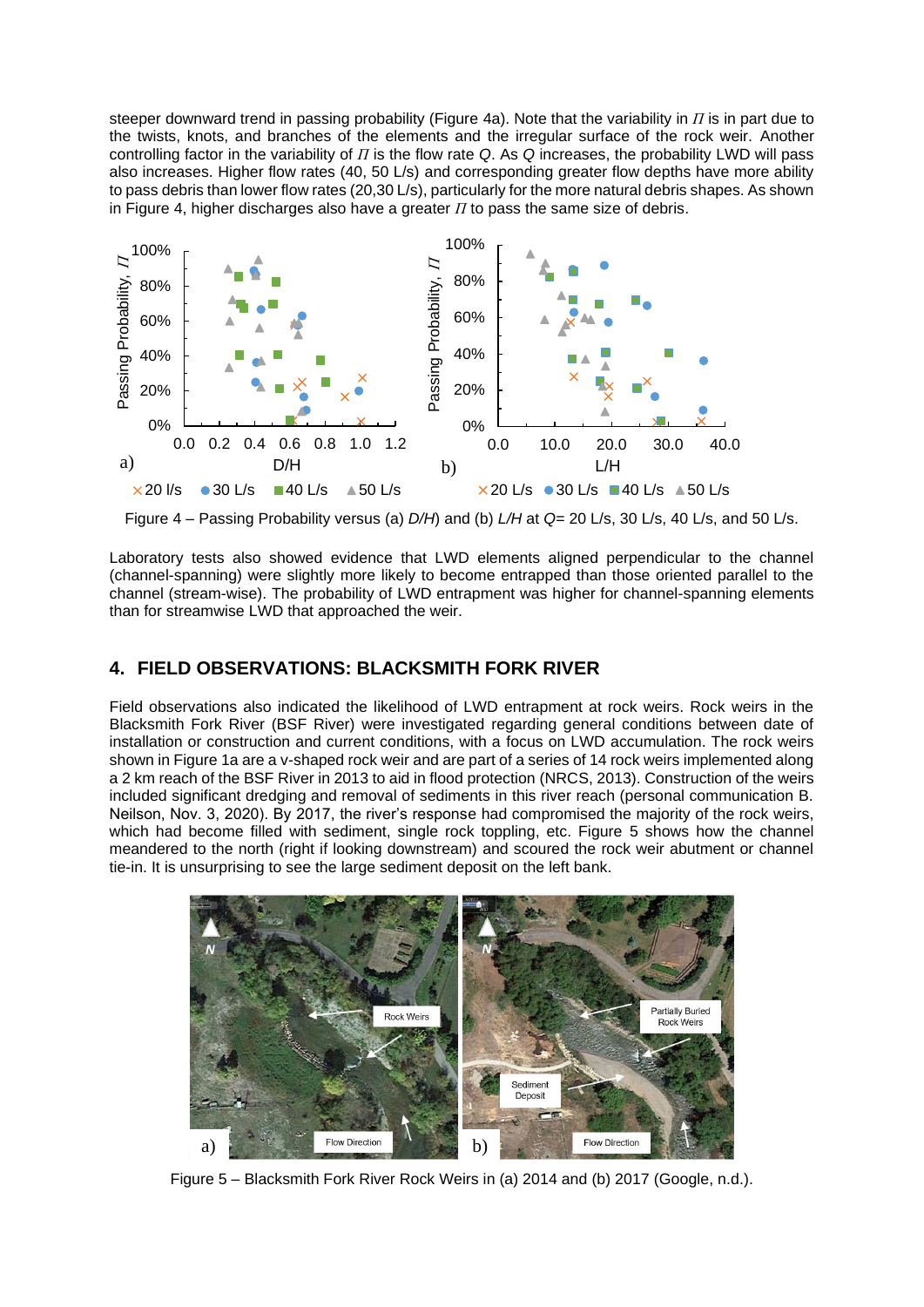steeper downward trend in passing probability (Figure 4a). Note that the variability in $\Pi$ is in part due to the twists, knots, and branches of the elements and the irregular surface of the rock weir. Another controlling factor in the variability of $\Pi$ is the flow rate $Q$. As $Q$ increases, the probability LWD will pass also increases. Higher flow rates (40, 50 L/s) and corresponding greater flow depths have more ability to pass debris than lower flow rates (20,30 L/s), particularly for the more natural debris shapes. As shown in Figure 4, higher discharges also have a greater $\Pi$ to pass the same size of debris.

Figure 4 – Passing Probability versus (a) $D/H$) and (b) $L/H$ at $Q$= 20 L/s, 30 L/s, 40 L/s, and 50 L/s.

Laboratory tests also showed evidence that LWD elements aligned perpendicular to the channel (channel-spanning) were slightly more likely to become entrapped than those oriented parallel to the channel (stream-wise). The probability of LWD entrapment was higher for channel-spanning elements than for streamwise LWD that approached the weir.

## 4. FIELD OBSERVATIONS: BLACKSMITH FORK RIVER

Field observations also indicated the likelihood of LWD entrapment at rock weirs. Rock weirs in the Blacksmith Fork River (BSF River) were investigated regarding general conditions between date of installation or construction and current conditions, with a focus on LWD accumulation. The rock weirs shown in Figure 1a are a v-shaped rock weir and are part of a series of 14 rock weirs implemented along a 2 km reach of the BSF River in 2013 to aid in flood protection (NRCS, 2013). Construction of the weirs included significant dredging and removal of sediments in this river reach (personal communication B. Neilson, Nov. 3, 2020). By 2017, the river's response had compromised the majority of the rock weirs, which had become filled with sediment, single rock toppling, etc. Figure 5 shows how the channel meandered to the north (right if looking downstream) and scoured the rock weir abutment or channel tie-in. It is unsurprising to see the large sediment deposit on the left bank.

Figure 5 – Blacksmith Fork River Rock Weirs in (a) 2014 and (b) 2017 (Google, n.d.).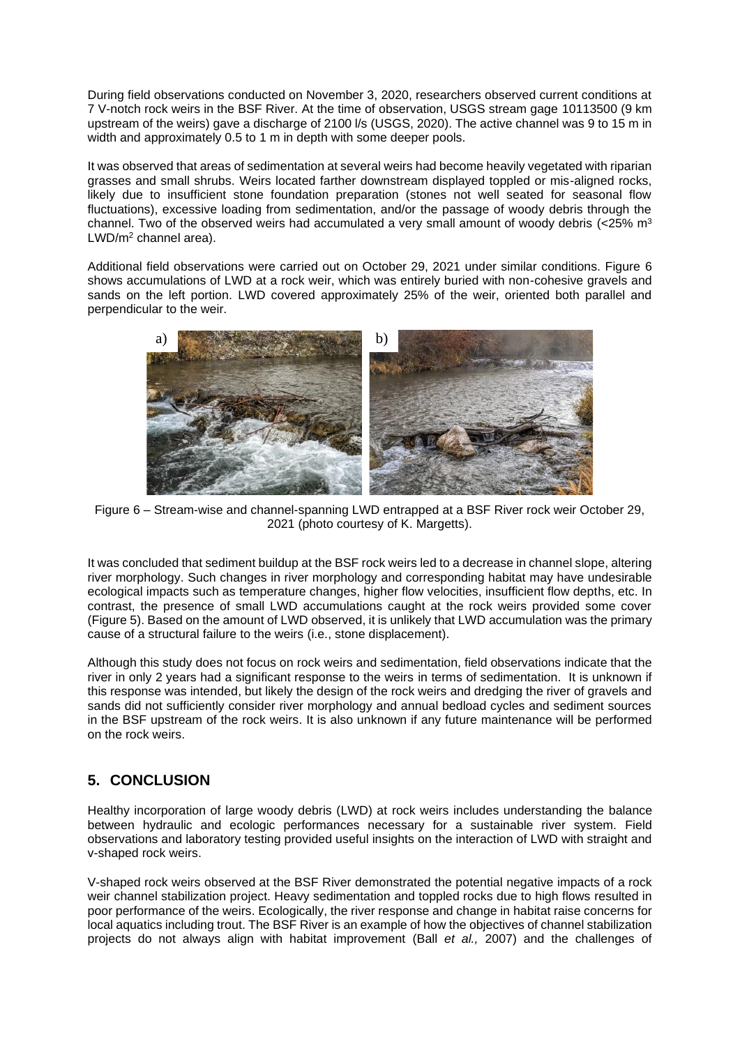During field observations conducted on November 3, 2020, researchers observed current conditions at 7 V-notch rock weirs in the BSF River. At the time of observation, USGS stream gage 10113500 (9 km upstream of the weirs) gave a discharge of 2100 l/s (USGS, 2020). The active channel was 9 to 15 m in width and approximately 0.5 to 1 m in depth with some deeper pools.

It was observed that areas of sedimentation at several weirs had become heavily vegetated with riparian grasses and small shrubs. Weirs located farther downstream displayed toppled or mis-aligned rocks, likely due to insufficient stone foundation preparation (stones not well seated for seasonal flow fluctuations), excessive loading from sedimentation, and/or the passage of woody debris through the channel. Two of the observed weirs had accumulated a very small amount of woody debris (<25% $m^3$ LWD/$m^2$ channel area).

Additional field observations were carried out on October 29, 2021 under similar conditions. Figure 6 shows accumulations of LWD at a rock weir, which was entirely buried with non-cohesive gravels and sands on the left portion. LWD covered approximately 25% of the weir, oriented both parallel and perpendicular to the weir.

Figure 6 – Stream-wise and channel-spanning LWD entrapped at a BSF River rock weir October 29, 2021 (photo courtesy of K. Margetts).

It was concluded that sediment buildup at the BSF rock weirs led to a decrease in channel slope, altering river morphology. Such changes in river morphology and corresponding habitat may have undesirable ecological impacts such as temperature changes, higher flow velocities, insufficient flow depths, etc. In contrast, the presence of small LWD accumulations caught at the rock weirs provided some cover (Figure 5). Based on the amount of LWD observed, it is unlikely that LWD accumulation was the primary cause of a structural failure to the weirs (i.e., stone displacement).

Although this study does not focus on rock weirs and sedimentation, field observations indicate that the river in only 2 years had a significant response to the weirs in terms of sedimentation. It is unknown if this response was intended, but likely the design of the rock weirs and dredging the river of gravels and sands did not sufficiently consider river morphology and annual bedload cycles and sediment sources in the BSF upstream of the rock weirs. It is also unknown if any future maintenance will be performed on the rock weirs.

## 5. CONCLUSION

Healthy incorporation of large woody debris (LWD) at rock weirs includes understanding the balance between hydraulic and ecologic performances necessary for a sustainable river system. Field observations and laboratory testing provided useful insights on the interaction of LWD with straight and v-shaped rock weirs.

V-shaped rock weirs observed at the BSF River demonstrated the potential negative impacts of a rock weir channel stabilization project. Heavy sedimentation and toppled rocks due to high flows resulted in poor performance of the weirs. Ecologically, the river response and change in habitat raise concerns for local aquatics including trout. The BSF River is an example of how the objectives of channel stabilization projects do not always align with habitat improvement (Ball *et al.,* 2007) and the challenges of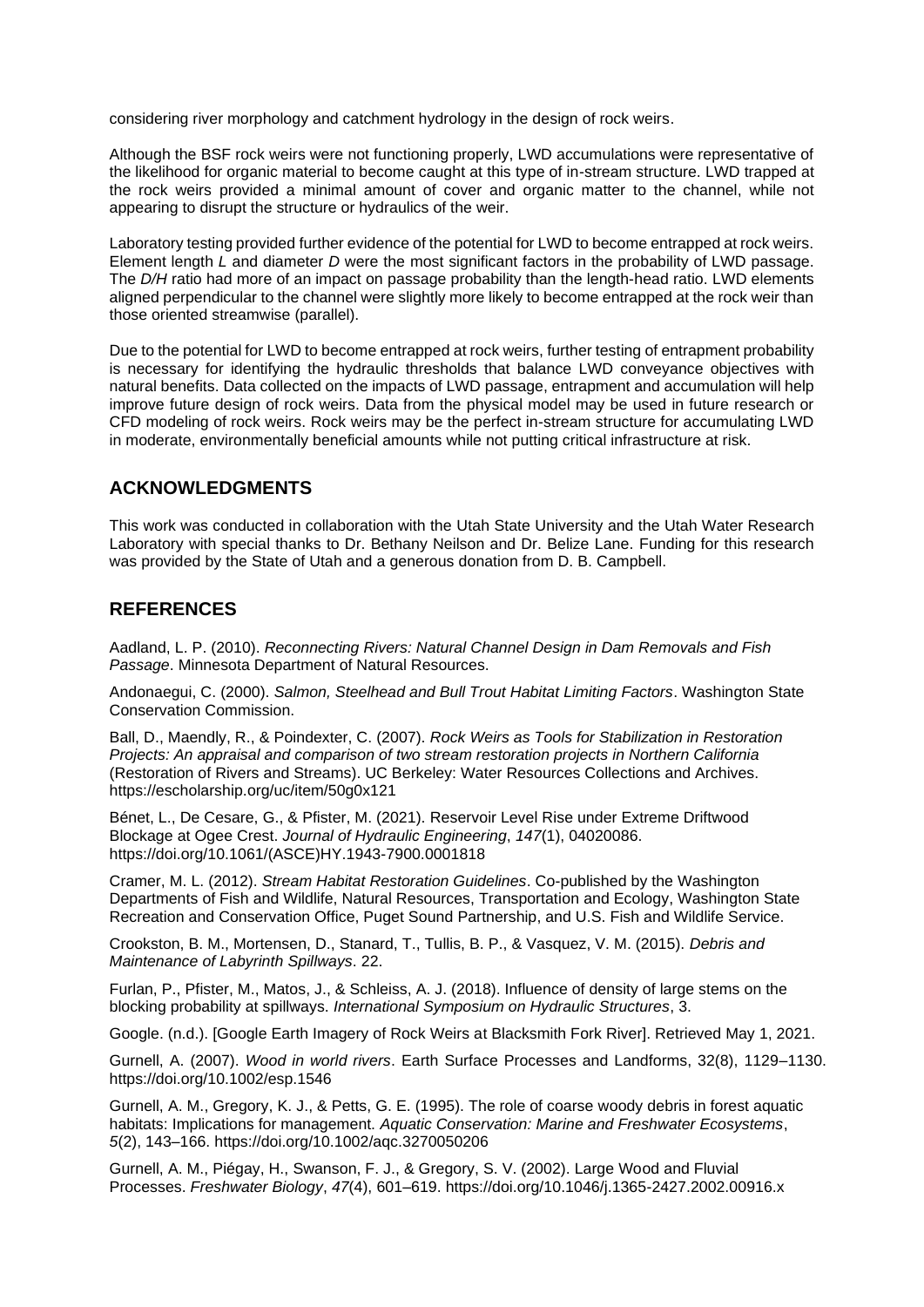considering river morphology and catchment hydrology in the design of rock weirs.

Although the BSF rock weirs were not functioning properly, LWD accumulations were representative of the likelihood for organic material to become caught at this type of in-stream structure. LWD trapped at the rock weirs provided a minimal amount of cover and organic matter to the channel, while not appearing to disrupt the structure or hydraulics of the weir.

Laboratory testing provided further evidence of the potential for LWD to become entrapped at rock weirs. Element length $L$ and diameter $D$ were the most significant factors in the probability of LWD passage. The $D/H$ ratio had more of an impact on passage probability than the length-head ratio. LWD elements aligned perpendicular to the channel were slightly more likely to become entrapped at the rock weir than those oriented streamwise (parallel).

Due to the potential for LWD to become entrapped at rock weirs, further testing of entrapment probability is necessary for identifying the hydraulic thresholds that balance LWD conveyance objectives with natural benefits. Data collected on the impacts of LWD passage, entrapment and accumulation will help improve future design of rock weirs. Data from the physical model may be used in future research or CFD modeling of rock weirs. Rock weirs may be the perfect in-stream structure for accumulating LWD in moderate, environmentally beneficial amounts while not putting critical infrastructure at risk.

## ACKNOWLEDGMENTS

This work was conducted in collaboration with the Utah State University and the Utah Water Research Laboratory with special thanks to Dr. Bethany Neilson and Dr. Belize Lane. Funding for this research was provided by the State of Utah and a generous donation from D. B. Campbell.

## REFERENCES

Aadland, L. P. (2010). *Reconnecting Rivers: Natural Channel Design in Dam Removals and Fish Passage*. Minnesota Department of Natural Resources.

Andonaegui, C. (2000). *Salmon, Steelhead and Bull Trout Habitat Limiting Factors*. Washington State Conservation Commission.

Ball, D., Maendly, R., & Poindexter, C. (2007). *Rock Weirs as Tools for Stabilization in Restoration Projects: An appraisal and comparison of two stream restoration projects in Northern California* (Restoration of Rivers and Streams). UC Berkeley: Water Resources Collections and Archives. https://escholarship.org/uc/item/50g0x121

Bénet, L., De Cesare, G., & Pfister, M. (2021). Reservoir Level Rise under Extreme Driftwood Blockage at Ogee Crest. *Journal of Hydraulic Engineering*, *147*(1), 04020086. https://doi.org/10.1061/(ASCE)HY.1943-7900.0001818

Cramer, M. L. (2012). *Stream Habitat Restoration Guidelines*. Co-published by the Washington Departments of Fish and Wildlife, Natural Resources, Transportation and Ecology, Washington State Recreation and Conservation Office, Puget Sound Partnership, and U.S. Fish and Wildlife Service.

Crookston, B. M., Mortensen, D., Stanard, T., Tullis, B. P., & Vasquez, V. M. (2015). *Debris and Maintenance of Labyrinth Spillways*. 22.

Furlan, P., Pfister, M., Matos, J., & Schleiss, A. J. (2018). Influence of density of large stems on the blocking probability at spillways. *International Symposium on Hydraulic Structures*, 3.

Google. (n.d.). [Google Earth Imagery of Rock Weirs at Blacksmith Fork River]. Retrieved May 1, 2021.

Gurnell, A. (2007). *Wood in world rivers*. Earth Surface Processes and Landforms, 32(8), 1129–1130. https://doi.org/10.1002/esp.1546

Gurnell, A. M., Gregory, K. J., & Petts, G. E. (1995). The role of coarse woody debris in forest aquatic habitats: Implications for management. *Aquatic Conservation: Marine and Freshwater Ecosystems*, *5*(2), 143–166. https://doi.org/10.1002/aqc.3270050206

Gurnell, A. M., Piégay, H., Swanson, F. J., & Gregory, S. V. (2002). Large Wood and Fluvial Processes. *Freshwater Biology*, *47*(4), 601–619. https://doi.org/10.1046/j.1365-2427.2002.00916.x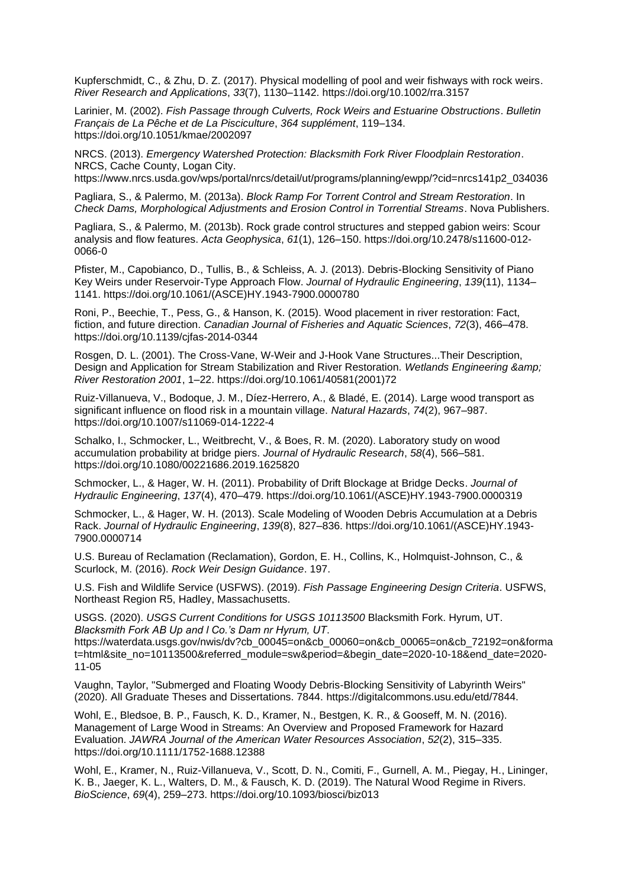Kupferschmidt, C., & Zhu, D. Z. (2017). Physical modelling of pool and weir fishways with rock weirs. *River Research and Applications*, *33*(7), 1130–1142. https://doi.org/10.1002/rra.3157

Larinier, M. (2002). *Fish Passage through Culverts, Rock Weirs and Estuarine Obstructions*. *Bulletin Français de La Pêche et de La Pisciculture*, *364 supplément*, 119–134. https://doi.org/10.1051/kmae/2002097

NRCS. (2013). *Emergency Watershed Protection: Blacksmith Fork River Floodplain Restoration*. NRCS, Cache County, Logan City. https://www.nrcs.usda.gov/wps/portal/nrcs/detail/ut/programs/planning/ewpp/?cid=nrcs141p2_034036

Pagliara, S., & Palermo, M. (2013a). *Block Ramp For Torrent Control and Stream Restoration*. In *Check Dams, Morphological Adjustments and Erosion Control in Torrential Streams*. Nova Publishers.

Pagliara, S., & Palermo, M. (2013b). Rock grade control structures and stepped gabion weirs: Scour analysis and flow features. *Acta Geophysica*, *61*(1), 126–150. https://doi.org/10.2478/s11600-012-0066-0

Pfister, M., Capobianco, D., Tullis, B., & Schleiss, A. J. (2013). Debris-Blocking Sensitivity of Piano Key Weirs under Reservoir-Type Approach Flow. *Journal of Hydraulic Engineering*, *139*(11), 1134–1141. https://doi.org/10.1061/(ASCE)HY.1943-7900.0000780

Roni, P., Beechie, T., Pess, G., & Hanson, K. (2015). Wood placement in river restoration: Fact, fiction, and future direction. *Canadian Journal of Fisheries and Aquatic Sciences*, *72*(3), 466–478. https://doi.org/10.1139/cjfas-2014-0344

Rosgen, D. L. (2001). The Cross-Vane, W-Weir and J-Hook Vane Structures...Their Description, Design and Application for Stream Stabilization and River Restoration. *Wetlands Engineering &amp; River Restoration 2001*, 1–22. https://doi.org/10.1061/40581(2001)72

Ruiz-Villanueva, V., Bodoque, J. M., Díez-Herrero, A., & Bladé, E. (2014). Large wood transport as significant influence on flood risk in a mountain village. *Natural Hazards*, *74*(2), 967–987. https://doi.org/10.1007/s11069-014-1222-4

Schalko, I., Schmocker, L., Weitbrecht, V., & Boes, R. M. (2020). Laboratory study on wood accumulation probability at bridge piers. *Journal of Hydraulic Research*, *58*(4), 566–581. https://doi.org/10.1080/00221686.2019.1625820

Schmocker, L., & Hager, W. H. (2011). Probability of Drift Blockage at Bridge Decks. *Journal of Hydraulic Engineering*, *137*(4), 470–479. https://doi.org/10.1061/(ASCE)HY.1943-7900.0000319

Schmocker, L., & Hager, W. H. (2013). Scale Modeling of Wooden Debris Accumulation at a Debris Rack. *Journal of Hydraulic Engineering*, *139*(8), 827–836. https://doi.org/10.1061/(ASCE)HY.1943-7900.0000714

U.S. Bureau of Reclamation (Reclamation), Gordon, E. H., Collins, K., Holmquist-Johnson, C., & Scurlock, M. (2016). *Rock Weir Design Guidance*. 197.

U.S. Fish and Wildlife Service (USFWS). (2019). *Fish Passage Engineering Design Criteria*. USFWS, Northeast Region R5, Hadley, Massachusetts.

USGS. (2020). *USGS Current Conditions for USGS 10113500* Blacksmith Fork. Hyrum, UT. *Blacksmith Fork AB Up and I Co.'s Dam nr Hyrum, UT*. https://waterdata.usgs.gov/nwis/dv?cb_00045=on&cb_00060=on&cb_00065=on&cb_72192=on&format=html&site_no=10113500&referred_module=sw&period=&begin_date=2020-10-18&end_date=2020-11-05

Vaughn, Taylor, "Submerged and Floating Woody Debris-Blocking Sensitivity of Labyrinth Weirs" (2020). All Graduate Theses and Dissertations. 7844. https://digitalcommons.usu.edu/etd/7844.

Wohl, E., Bledsoe, B. P., Fausch, K. D., Kramer, N., Bestgen, K. R., & Gooseff, M. N. (2016). Management of Large Wood in Streams: An Overview and Proposed Framework for Hazard Evaluation. *JAWRA Journal of the American Water Resources Association*, *52*(2), 315–335. https://doi.org/10.1111/1752-1688.12388

Wohl, E., Kramer, N., Ruiz-Villanueva, V., Scott, D. N., Comiti, F., Gurnell, A. M., Piegay, H., Lininger, K. B., Jaeger, K. L., Walters, D. M., & Fausch, K. D. (2019). The Natural Wood Regime in Rivers. *BioScience*, *69*(4), 259–273. https://doi.org/10.1093/biosci/biz013